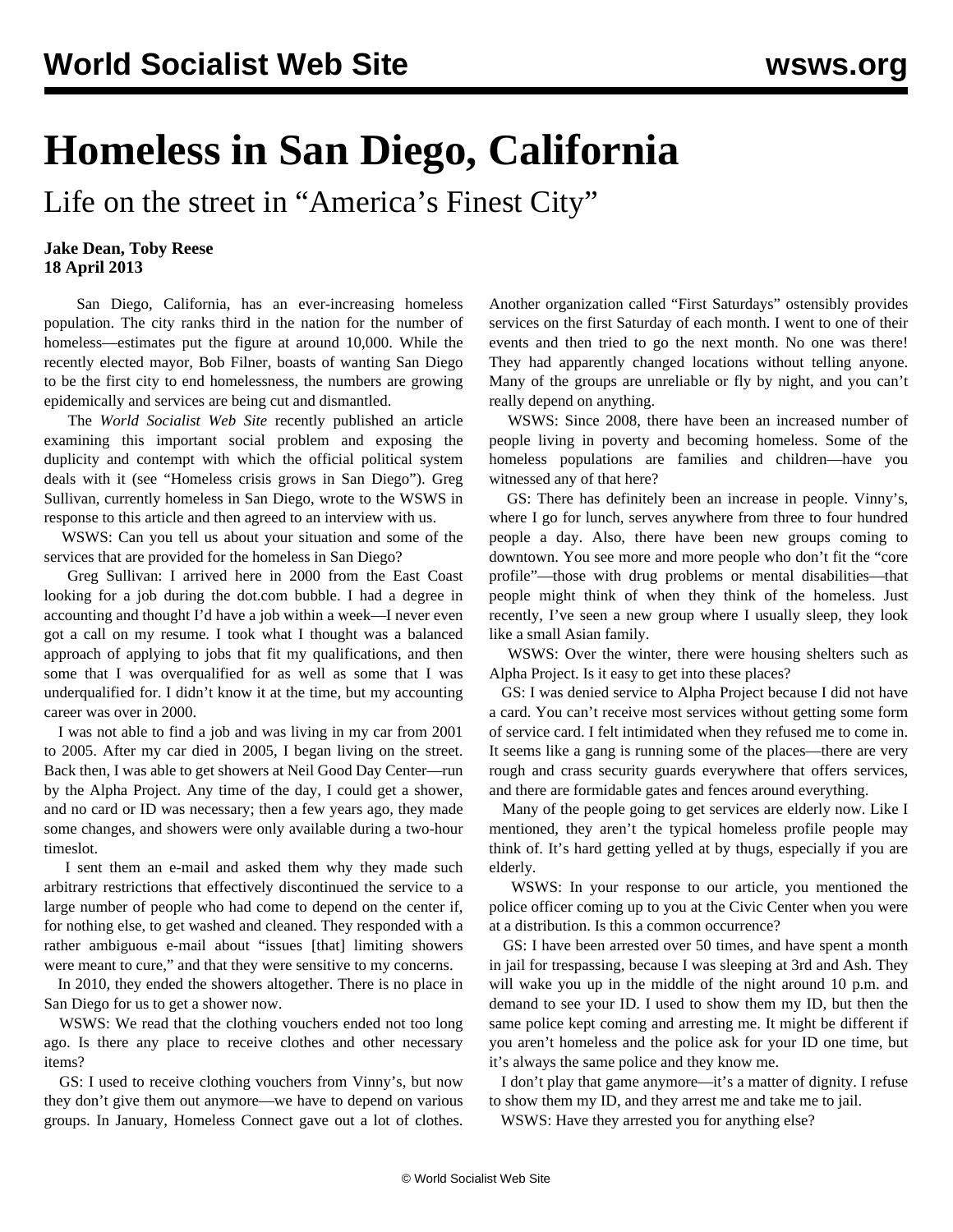# Homeless in San Diego, California

## Life on the street in "America's Finest City"

**Jake Dean, Toby Reese**
**18 April 2013**

San Diego, California, has an ever-increasing homeless population. The city ranks third in the nation for the number of homeless—estimates put the figure at around 10,000. While the recently elected mayor, Bob Filner, boasts of wanting San Diego to be the first city to end homelessness, the numbers are growing epidemically and services are being cut and dismantled.

The *World Socialist Web Site* recently published an article examining this important social problem and exposing the duplicity and contempt with which the official political system deals with it (see "Homeless crisis grows in San Diego"). Greg Sullivan, currently homeless in San Diego, wrote to the WSWS in response to this article and then agreed to an interview with us.

WSWS: Can you tell us about your situation and some of the services that are provided for the homeless in San Diego?

Greg Sullivan: I arrived here in 2000 from the East Coast looking for a job during the dot.com bubble. I had a degree in accounting and thought I'd have a job within a week—I never even got a call on my resume. I took what I thought was a balanced approach of applying to jobs that fit my qualifications, and then some that I was overqualified for as well as some that I was underqualified for. I didn't know it at the time, but my accounting career was over in 2000.

I was not able to find a job and was living in my car from 2001 to 2005. After my car died in 2005, I began living on the street. Back then, I was able to get showers at Neil Good Day Center—run by the Alpha Project. Any time of the day, I could get a shower, and no card or ID was necessary; then a few years ago, they made some changes, and showers were only available during a two-hour timeslot.

I sent them an e-mail and asked them why they made such arbitrary restrictions that effectively discontinued the service to a large number of people who had come to depend on the center if, for nothing else, to get washed and cleaned. They responded with a rather ambiguous e-mail about "issues [that] limiting showers were meant to cure," and that they were sensitive to my concerns.

In 2010, they ended the showers altogether. There is no place in San Diego for us to get a shower now.

WSWS: We read that the clothing vouchers ended not too long ago. Is there any place to receive clothes and other necessary items?

GS: I used to receive clothing vouchers from Vinny's, but now they don't give them out anymore—we have to depend on various groups. In January, Homeless Connect gave out a lot of clothes. Another organization called "First Saturdays" ostensibly provides services on the first Saturday of each month. I went to one of their events and then tried to go the next month. No one was there! They had apparently changed locations without telling anyone. Many of the groups are unreliable or fly by night, and you can't really depend on anything.

WSWS: Since 2008, there have been an increased number of people living in poverty and becoming homeless. Some of the homeless populations are families and children—have you witnessed any of that here?

GS: There has definitely been an increase in people. Vinny's, where I go for lunch, serves anywhere from three to four hundred people a day. Also, there have been new groups coming to downtown. You see more and more people who don't fit the "core profile"—those with drug problems or mental disabilities—that people might think of when they think of the homeless. Just recently, I've seen a new group where I usually sleep, they look like a small Asian family.

WSWS: Over the winter, there were housing shelters such as Alpha Project. Is it easy to get into these places?

GS: I was denied service to Alpha Project because I did not have a card. You can't receive most services without getting some form of service card. I felt intimidated when they refused me to come in. It seems like a gang is running some of the places—there are very rough and crass security guards everywhere that offers services, and there are formidable gates and fences around everything.

Many of the people going to get services are elderly now. Like I mentioned, they aren't the typical homeless profile people may think of. It's hard getting yelled at by thugs, especially if you are elderly.

WSWS: In your response to our article, you mentioned the police officer coming up to you at the Civic Center when you were at a distribution. Is this a common occurrence?

GS: I have been arrested over 50 times, and have spent a month in jail for trespassing, because I was sleeping at 3rd and Ash. They will wake you up in the middle of the night around 10 p.m. and demand to see your ID. I used to show them my ID, but then the same police kept coming and arresting me. It might be different if you aren't homeless and the police ask for your ID one time, but it's always the same police and they know me.

I don't play that game anymore—it's a matter of dignity. I refuse to show them my ID, and they arrest me and take me to jail.

WSWS: Have they arrested you for anything else?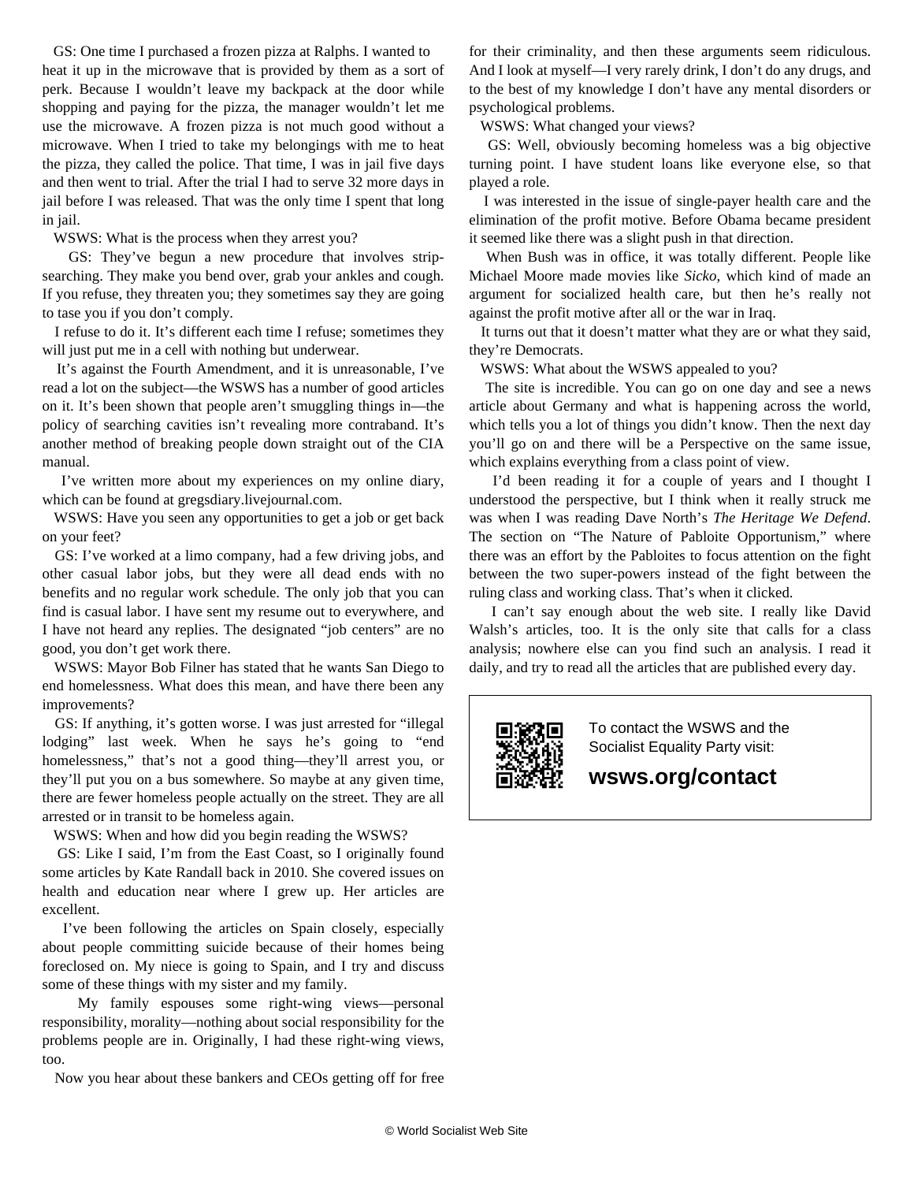GS: One time I purchased a frozen pizza at Ralphs. I wanted to heat it up in the microwave that is provided by them as a sort of perk. Because I wouldn't leave my backpack at the door while shopping and paying for the pizza, the manager wouldn't let me use the microwave. A frozen pizza is not much good without a microwave. When I tried to take my belongings with me to heat the pizza, they called the police. That time, I was in jail five days and then went to trial. After the trial I had to serve 32 more days in jail before I was released. That was the only time I spent that long in jail.

WSWS: What is the process when they arrest you?

GS: They've begun a new procedure that involves strip-searching. They make you bend over, grab your ankles and cough. If you refuse, they threaten you; they sometimes say they are going to tase you if you don't comply.

I refuse to do it. It's different each time I refuse; sometimes they will just put me in a cell with nothing but underwear.

It's against the Fourth Amendment, and it is unreasonable, I've read a lot on the subject—the WSWS has a number of good articles on it. It's been shown that people aren't smuggling things in—the policy of searching cavities isn't revealing more contraband. It's another method of breaking people down straight out of the CIA manual.

I've written more about my experiences on my online diary, which can be found at gregsdiary.livejournal.com.

WSWS: Have you seen any opportunities to get a job or get back on your feet?

GS: I've worked at a limo company, had a few driving jobs, and other casual labor jobs, but they were all dead ends with no benefits and no regular work schedule. The only job that you can find is casual labor. I have sent my resume out to everywhere, and I have not heard any replies. The designated "job centers" are no good, you don't get work there.

WSWS: Mayor Bob Filner has stated that he wants San Diego to end homelessness. What does this mean, and have there been any improvements?

GS: If anything, it's gotten worse. I was just arrested for "illegal lodging" last week. When he says he's going to "end homelessness," that's not a good thing—they'll arrest you, or they'll put you on a bus somewhere. So maybe at any given time, there are fewer homeless people actually on the street. They are all arrested or in transit to be homeless again.

WSWS: When and how did you begin reading the WSWS?

GS: Like I said, I'm from the East Coast, so I originally found some articles by Kate Randall back in 2010. She covered issues on health and education near where I grew up. Her articles are excellent.

I've been following the articles on Spain closely, especially about people committing suicide because of their homes being foreclosed on. My niece is going to Spain, and I try and discuss some of these things with my sister and my family.

My family espouses some right-wing views—personal responsibility, morality—nothing about social responsibility for the problems people are in. Originally, I had these right-wing views, too.

Now you hear about these bankers and CEOs getting off for free for their criminality, and then these arguments seem ridiculous. And I look at myself—I very rarely drink, I don't do any drugs, and to the best of my knowledge I don't have any mental disorders or psychological problems.

WSWS: What changed your views?

GS: Well, obviously becoming homeless was a big objective turning point. I have student loans like everyone else, so that played a role.

I was interested in the issue of single-payer health care and the elimination of the profit motive. Before Obama became president it seemed like there was a slight push in that direction.

When Bush was in office, it was totally different. People like Michael Moore made movies like *Sicko*, which kind of made an argument for socialized health care, but then he's really not against the profit motive after all or the war in Iraq.

It turns out that it doesn't matter what they are or what they said, they're Democrats.

WSWS: What about the WSWS appealed to you?

The site is incredible. You can go on one day and see a news article about Germany and what is happening across the world, which tells you a lot of things you didn't know. Then the next day you'll go on and there will be a Perspective on the same issue, which explains everything from a class point of view.

I'd been reading it for a couple of years and I thought I understood the perspective, but I think when it really struck me was when I was reading Dave North's *The Heritage We Defend*. The section on "The Nature of Pabloite Opportunism," where there was an effort by the Pabloites to focus attention on the fight between the two super-powers instead of the fight between the ruling class and working class. That's when it clicked.

I can't say enough about the web site. I really like David Walsh's articles, too. It is the only site that calls for a class analysis; nowhere else can you find such an analysis. I read it daily, and try to read all the articles that are published every day.

To contact the WSWS and the Socialist Equality Party visit:

**wsws.org/contact**